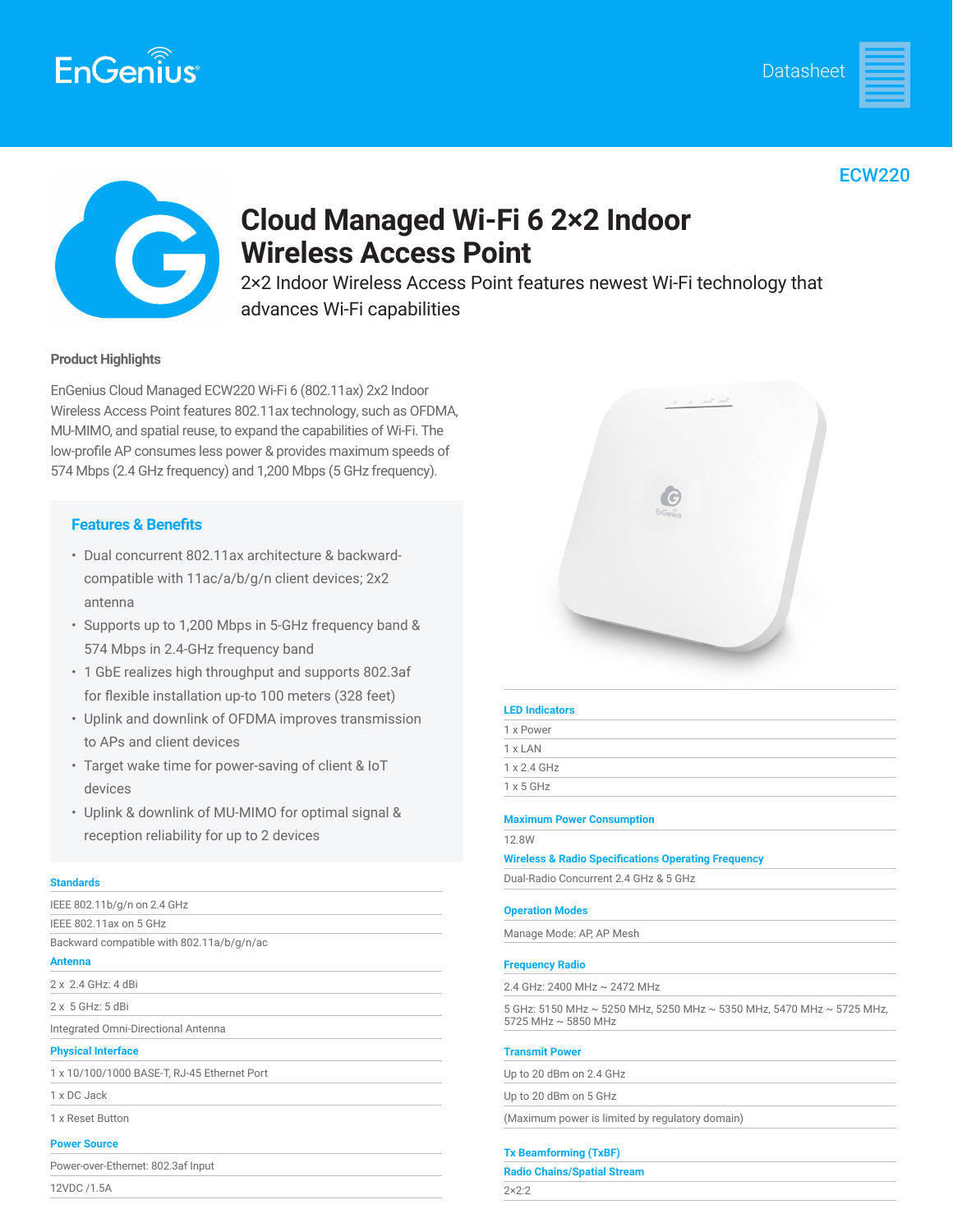EnGenius

Datasheet

ECW220

# Cloud Managed Wi-Fi 6 2×2 Indoor Wireless Access Point

2×2 Indoor Wireless Access Point features newest Wi-Fi technology that advances Wi-Fi capabilities

### Product Highlights

EnGenius Cloud Managed ECW220 Wi-Fi 6 (802.11ax) 2x2 Indoor Wireless Access Point features 802.11ax technology, such as OFDMA, MU-MIMO, and spatial reuse, to expand the capabilities of Wi-Fi. The low-profile AP consumes less power & provides maximum speeds of 574 Mbps (2.4 GHz frequency) and 1,200 Mbps (5 GHz frequency).

## Features & Benefits

- Dual concurrent 802.11ax architecture & backward-compatible with 11ac/a/b/g/n client devices; 2x2 antenna
- Supports up to 1,200 Mbps in 5-GHz frequency band & 574 Mbps in 2.4-GHz frequency band
- 1 GbE realizes high throughput and supports 802.3af for flexible installation up-to 100 meters (328 feet)
- Uplink and downlink of OFDMA improves transmission to APs and client devices
- Target wake time for power-saving of client & IoT devices
- Uplink & downlink of MU-MIMO for optimal signal & reception reliability for up to 2 devices

**Standards**

IEEE 802.11b/g/n on 2.4 GHz

IEEE 802.11ax on 5 GHz

Backward compatible with 802.11a/b/g/n/ac

**Antenna**

2 x 2.4 GHz: 4 dBi

2 x 5 GHz: 5 dBi

Integrated Omni-Directional Antenna

**Physical Interface**

1 x 10/100/1000 BASE-T, RJ-45 Ethernet Port

1 x DC Jack

1 x Reset Button

**Power Source**

Power-over-Ethernet: 802.3af Input

12VDC /1.5A

**LED Indicators**

1 x Power

1 x LAN

1 x 2.4 GHz

1 x 5 GHz

**Maximum Power Consumption**

12.8W

**Wireless & Radio Specifications Operating Frequency**

Dual-Radio Concurrent 2.4 GHz & 5 GHz

**Operation Modes**

Manage Mode: AP, AP Mesh

**Frequency Radio**

2.4 GHz: 2400 MHz ~ 2472 MHz

5 GHz: 5150 MHz ~ 5250 MHz, 5250 MHz ~ 5350 MHz, 5470 MHz ~ 5725 MHz, 5725 MHz ~ 5850 MHz

**Transmit Power**

Up to 20 dBm on 2.4 GHz

Up to 20 dBm on 5 GHz

(Maximum power is limited by regulatory domain)

**Tx Beamforming (TxBF)**

**Radio Chains/Spatial Stream**

2×2:2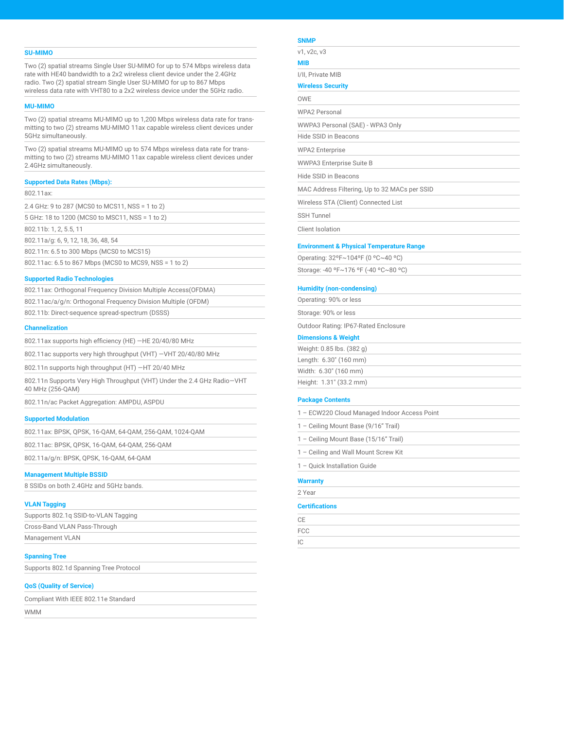## SU-MIMO

Two (2) spatial streams Single User SU-MIMO for up to 574 Mbps wireless data rate with HE40 bandwidth to a 2x2 wireless client device under the 2.4GHz radio. Two (2) spatial stream Single User SU-MIMO for up to 867 Mbps wireless data rate with VHT80 to a 2x2 wireless device under the 5GHz radio.

## MU-MIMO

Two (2) spatial streams MU-MIMO up to 1,200 Mbps wireless data rate for transmitting to two (2) streams MU-MIMO 11ax capable wireless client devices under 5GHz simultaneously.

Two (2) spatial streams MU-MIMO up to 574 Mbps wireless data rate for transmitting to two (2) streams MU-MIMO 11ax capable wireless client devices under 2.4GHz simultaneously.

## Supported Data Rates (Mbps):

802.11ax:

2.4 GHz: 9 to 287 (MCS0 to MCS11, NSS = 1 to 2)

5 GHz: 18 to 1200 (MCS0 to MSC11, NSS = 1 to 2)

802.11b: 1, 2, 5.5, 11

802.11a/g: 6, 9, 12, 18, 36, 48, 54

802.11n: 6.5 to 300 Mbps (MCS0 to MCS15)

802.11ac: 6.5 to 867 Mbps (MCS0 to MCS9, NSS = 1 to 2)

## Supported Radio Technologies

802.11ax: Orthogonal Frequency Division Multiple Access(OFDMA)

802.11ac/a/g/n: Orthogonal Frequency Division Multiple (OFDM)

802.11b: Direct-sequence spread-spectrum (DSSS)

## Channelization

802.11ax supports high efficiency (HE) —HE 20/40/80 MHz

802.11ac supports very high throughput (VHT) —VHT 20/40/80 MHz

802.11n supports high throughput (HT) —HT 20/40 MHz

802.11n Supports Very High Throughput (VHT) Under the 2.4 GHz Radio—VHT 40 MHz (256-QAM)

802.11n/ac Packet Aggregation: AMPDU, ASPDU

## Supported Modulation

802.11ax: BPSK, QPSK, 16-QAM, 64-QAM, 256-QAM, 1024-QAM

802.11ac: BPSK, QPSK, 16-QAM, 64-QAM, 256-QAM

802.11a/g/n: BPSK, QPSK, 16-QAM, 64-QAM

## Management Multiple BSSID

8 SSIDs on both 2.4GHz and 5GHz bands.

## VLAN Tagging

Supports 802.1q SSID-to-VLAN Tagging

Cross-Band VLAN Pass-Through

Management VLAN

## Spanning Tree

Supports 802.1d Spanning Tree Protocol

## QoS (Quality of Service)

Compliant With IEEE 802.11e Standard

WMM

## SNMP

v1, v2c, v3

## MIB

I/II, Private MIB

## Wireless Security

OWE

WPA2 Personal

WWPA3 Personal (SAE) - WPA3 Only

Hide SSID in Beacons

WPA2 Enterprise

WWPA3 Enterprise Suite B

Hide SSID in Beacons

MAC Address Filtering, Up to 32 MACs per SSID

Wireless STA (Client) Connected List

SSH Tunnel

Client Isolation

## Environment & Physical Temperature Range

Operating: 32ºF~104ºF (0 ºC~40 ºC)

Storage: -40 ºF~176 ºF (-40 ºC~80 ºC)

## Humidity (non-condensing)

Operating: 90% or less

Storage: 90% or less

Outdoor Rating: IP67-Rated Enclosure

## Dimensions & Weight

Weight: 0.85 lbs. (382 g)

Length: 6.30" (160 mm)

Width: 6.30" (160 mm)

Height: 1.31" (33.2 mm)

## Package Contents

1 – ECW220 Cloud Managed Indoor Access Point

1 – Ceiling Mount Base (9/16" Trail)

1 – Ceiling Mount Base (15/16" Trail)

1 – Ceiling and Wall Mount Screw Kit

1 – Quick Installation Guide

## Warranty

2 Year

## Certifications

CE

FCC

IC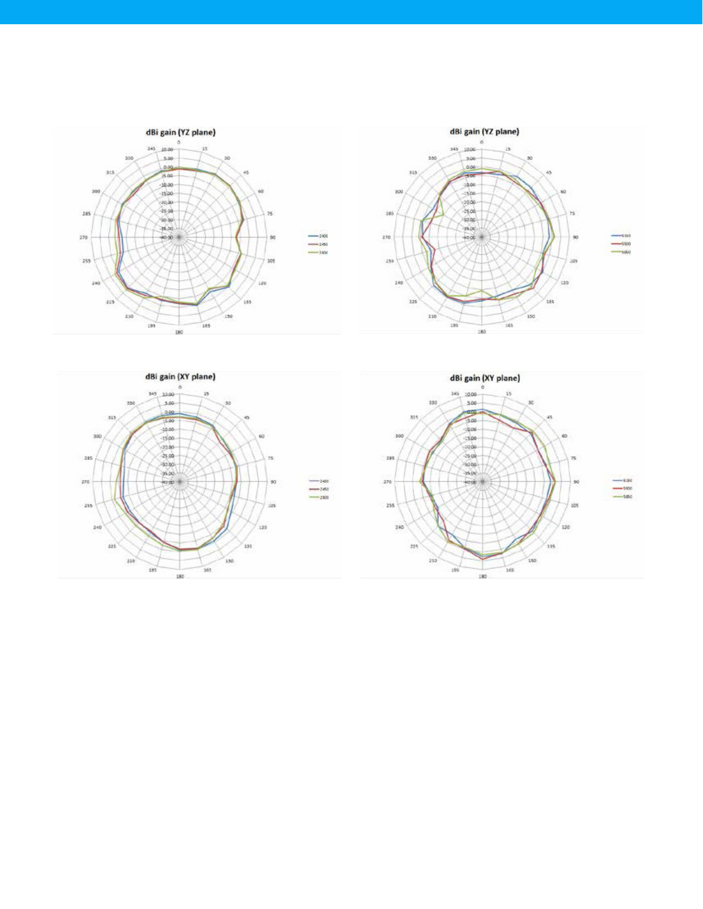**dBi gain (YZ plane)**

- 2400
- 2450
- 2500

**dBi gain (YZ plane)**

- 5150
- 5500
- 5850

**dBi gain (XY plane)**

- 2400
- 2450
- 2500

**dBi gain (XY plane)**

- 5150
- 5500
- 5850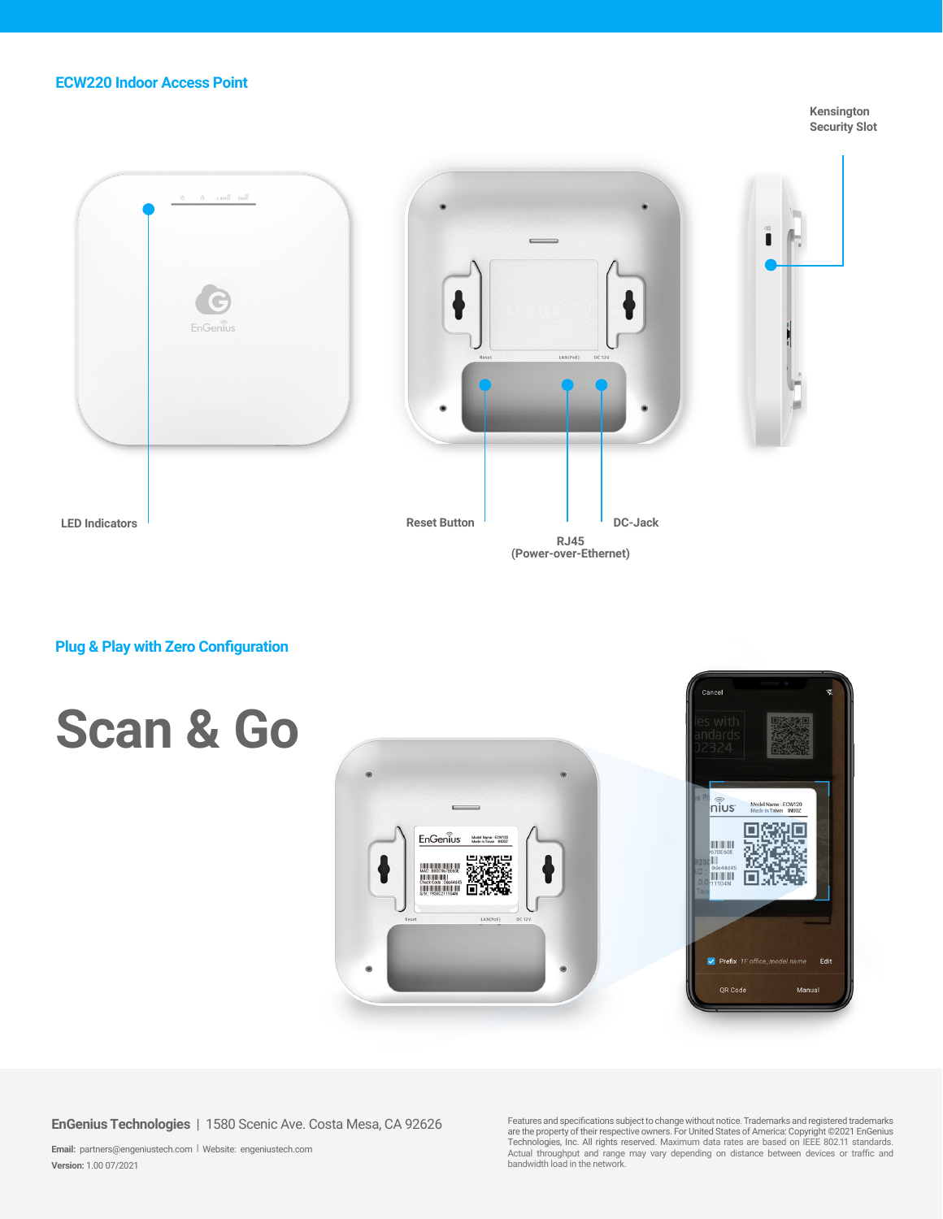## ECW220 Indoor Access Point

Kensington Security Slot

LED Indicators

Reset Button

DC-Jack

RJ45 (Power-over-Ethernet)

## Plug & Play with Zero Configuration

# Scan & Go

**EnGenius Technologies** | 1580 Scenic Ave. Costa Mesa, CA 92626

**Email:** partners@engeniustech.com | Website: engeniustech.com

**Version:** 1.00 07/2021

Features and specifications subject to change without notice. Trademarks and registered trademarks are the property of their respective owners. For United States of America: Copyright ©2021 EnGenius Technologies, Inc. All rights reserved. Maximum data rates are based on IEEE 802.11 standards. Actual throughput and range may vary depending on distance between devices or traffic and bandwidth load in the network.